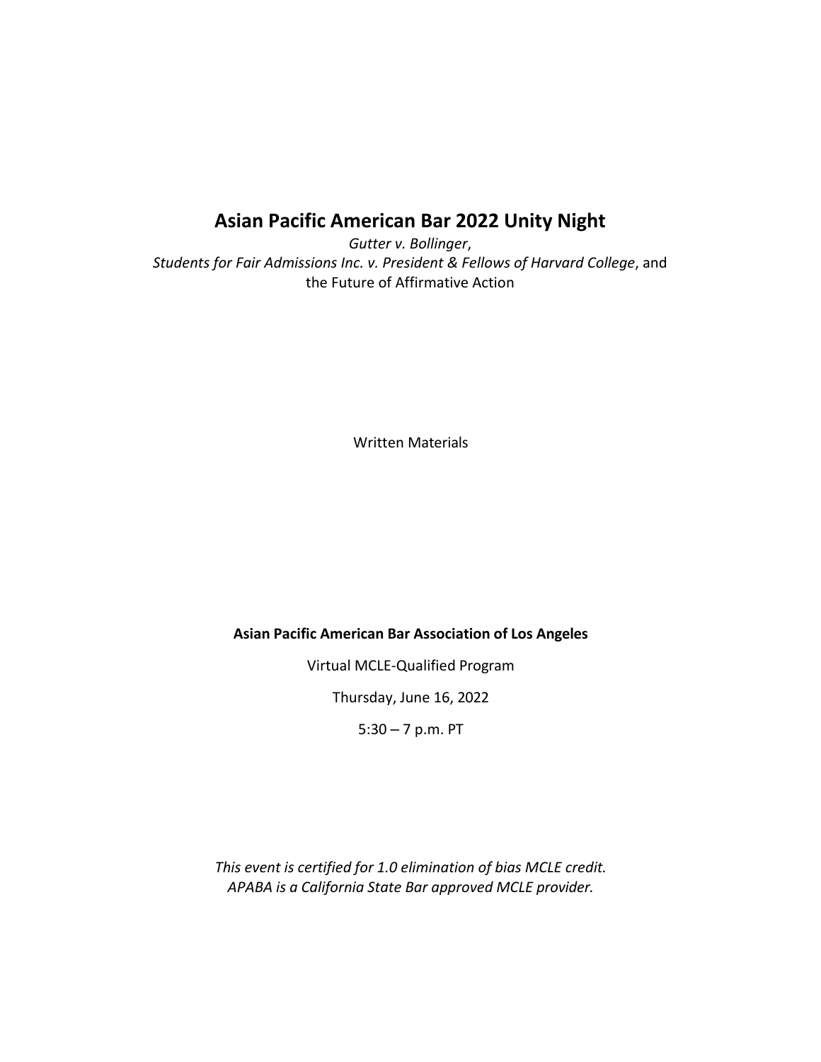# Asian Pacific American Bar 2022 Unity Night

*Gutter v. Bollinger*,
*Students for Fair Admissions Inc. v. President & Fellows of Harvard College*, and
the Future of Affirmative Action

Written Materials

**Asian Pacific American Bar Association of Los Angeles**

Virtual MCLE-Qualified Program

Thursday, June 16, 2022

5:30 – 7 p.m. PT

*This event is certified for 1.0 elimination of bias MCLE credit.*
*APABA is a California State Bar approved MCLE provider.*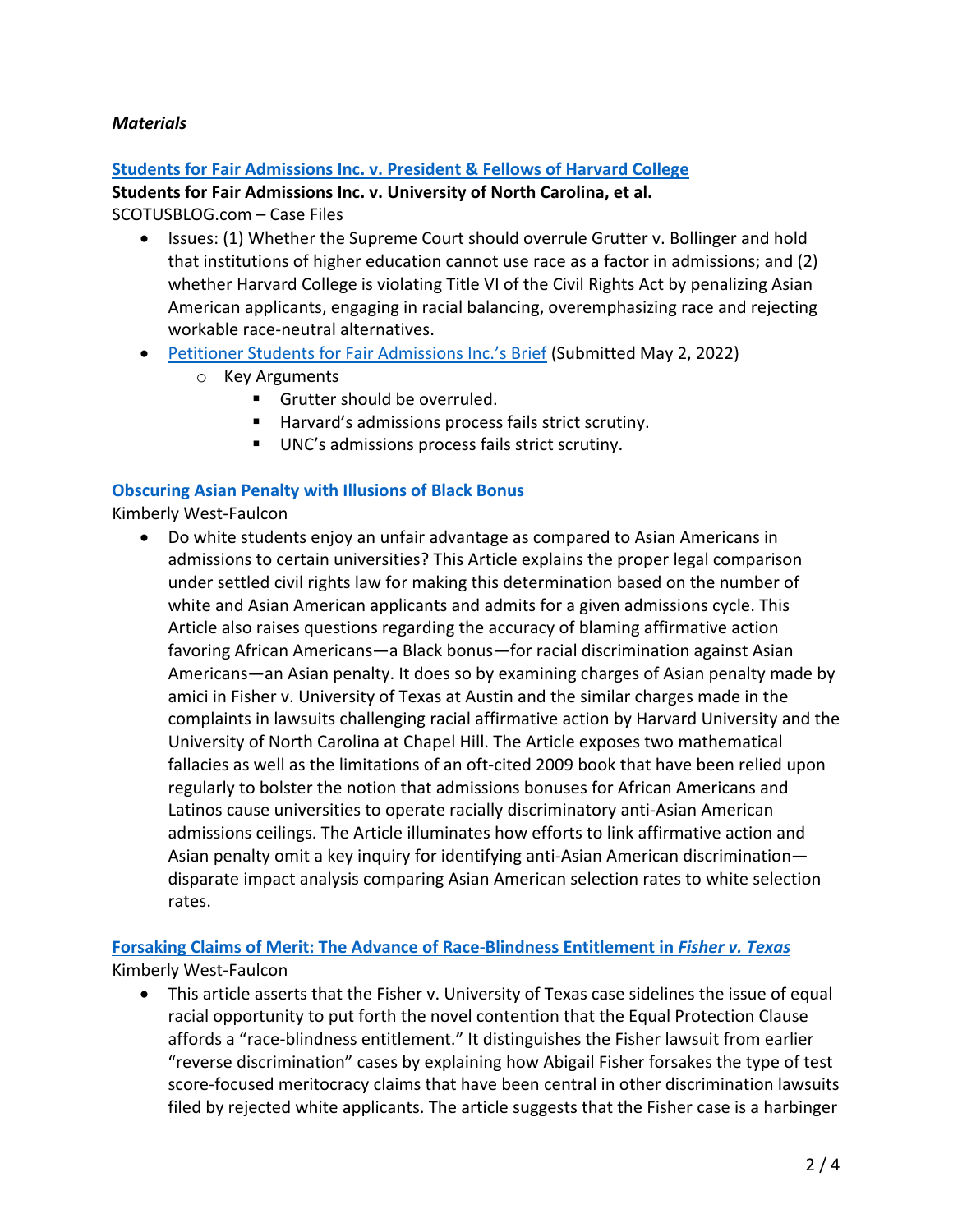### *Materials*

[**Students for Fair Admissions Inc. v. President & Fellows of Harvard College**]()
**Students for Fair Admissions Inc. v. University of North Carolina, et al.**
SCOTUSBLOG.com – Case Files

- Issues: (1) Whether the Supreme Court should overrule Grutter v. Bollinger and hold that institutions of higher education cannot use race as a factor in admissions; and (2) whether Harvard College is violating Title VI of the Civil Rights Act by penalizing Asian American applicants, engaging in racial balancing, overemphasizing race and rejecting workable race-neutral alternatives.
- [Petitioner Students for Fair Admissions Inc.'s Brief]() (Submitted May 2, 2022)
  - Key Arguments
    - Grutter should be overruled.
    - Harvard's admissions process fails strict scrutiny.
    - UNC's admissions process fails strict scrutiny.

[**Obscuring Asian Penalty with Illusions of Black Bonus**]()
Kimberly West-Faulcon

- Do white students enjoy an unfair advantage as compared to Asian Americans in admissions to certain universities? This Article explains the proper legal comparison under settled civil rights law for making this determination based on the number of white and Asian American applicants and admits for a given admissions cycle. This Article also raises questions regarding the accuracy of blaming affirmative action favoring African Americans—a Black bonus—for racial discrimination against Asian Americans—an Asian penalty. It does so by examining charges of Asian penalty made by amici in Fisher v. University of Texas at Austin and the similar charges made in the complaints in lawsuits challenging racial affirmative action by Harvard University and the University of North Carolina at Chapel Hill. The Article exposes two mathematical fallacies as well as the limitations of an oft-cited 2009 book that have been relied upon regularly to bolster the notion that admissions bonuses for African Americans and Latinos cause universities to operate racially discriminatory anti-Asian American admissions ceilings. The Article illuminates how efforts to link affirmative action and Asian penalty omit a key inquiry for identifying anti-Asian American discrimination—disparate impact analysis comparing Asian American selection rates to white selection rates.

[**Forsaking Claims of Merit: The Advance of Race-Blindness Entitlement in *Fisher v. Texas***]()
Kimberly West-Faulcon

- This article asserts that the Fisher v. University of Texas case sidelines the issue of equal racial opportunity to put forth the novel contention that the Equal Protection Clause affords a "race-blindness entitlement." It distinguishes the Fisher lawsuit from earlier "reverse discrimination" cases by explaining how Abigail Fisher forsakes the type of test score-focused meritocracy claims that have been central in other discrimination lawsuits filed by rejected white applicants. The article suggests that the Fisher case is a harbinger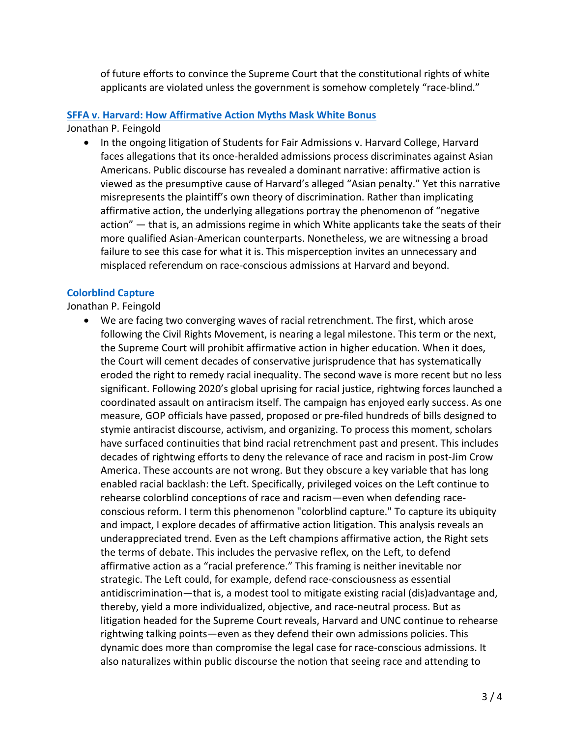of future efforts to convince the Supreme Court that the constitutional rights of white applicants are violated unless the government is somehow completely "race-blind."

### [SFFA v. Harvard: How Affirmative Action Myths Mask White Bonus]()

Jonathan P. Feingold

- In the ongoing litigation of Students for Fair Admissions v. Harvard College, Harvard faces allegations that its once-heralded admissions process discriminates against Asian Americans. Public discourse has revealed a dominant narrative: affirmative action is viewed as the presumptive cause of Harvard's alleged "Asian penalty." Yet this narrative misrepresents the plaintiff's own theory of discrimination. Rather than implicating affirmative action, the underlying allegations portray the phenomenon of "negative action" — that is, an admissions regime in which White applicants take the seats of their more qualified Asian-American counterparts. Nonetheless, we are witnessing a broad failure to see this case for what it is. This misperception invites an unnecessary and misplaced referendum on race-conscious admissions at Harvard and beyond.

### [Colorblind Capture]()

Jonathan P. Feingold

- We are facing two converging waves of racial retrenchment. The first, which arose following the Civil Rights Movement, is nearing a legal milestone. This term or the next, the Supreme Court will prohibit affirmative action in higher education. When it does, the Court will cement decades of conservative jurisprudence that has systematically eroded the right to remedy racial inequality. The second wave is more recent but no less significant. Following 2020's global uprising for racial justice, rightwing forces launched a coordinated assault on antiracism itself. The campaign has enjoyed early success. As one measure, GOP officials have passed, proposed or pre-filed hundreds of bills designed to stymie antiracist discourse, activism, and organizing. To process this moment, scholars have surfaced continuities that bind racial retrenchment past and present. This includes decades of rightwing efforts to deny the relevance of race and racism in post-Jim Crow America. These accounts are not wrong. But they obscure a key variable that has long enabled racial backlash: the Left. Specifically, privileged voices on the Left continue to rehearse colorblind conceptions of race and racism—even when defending race-conscious reform. I term this phenomenon "colorblind capture." To capture its ubiquity and impact, I explore decades of affirmative action litigation. This analysis reveals an underappreciated trend. Even as the Left champions affirmative action, the Right sets the terms of debate. This includes the pervasive reflex, on the Left, to defend affirmative action as a "racial preference." This framing is neither inevitable nor strategic. The Left could, for example, defend race-consciousness as essential antidiscrimination—that is, a modest tool to mitigate existing racial (dis)advantage and, thereby, yield a more individualized, objective, and race-neutral process. But as litigation headed for the Supreme Court reveals, Harvard and UNC continue to rehearse rightwing talking points—even as they defend their own admissions policies. This dynamic does more than compromise the legal case for race-conscious admissions. It also naturalizes within public discourse the notion that seeing race and attending to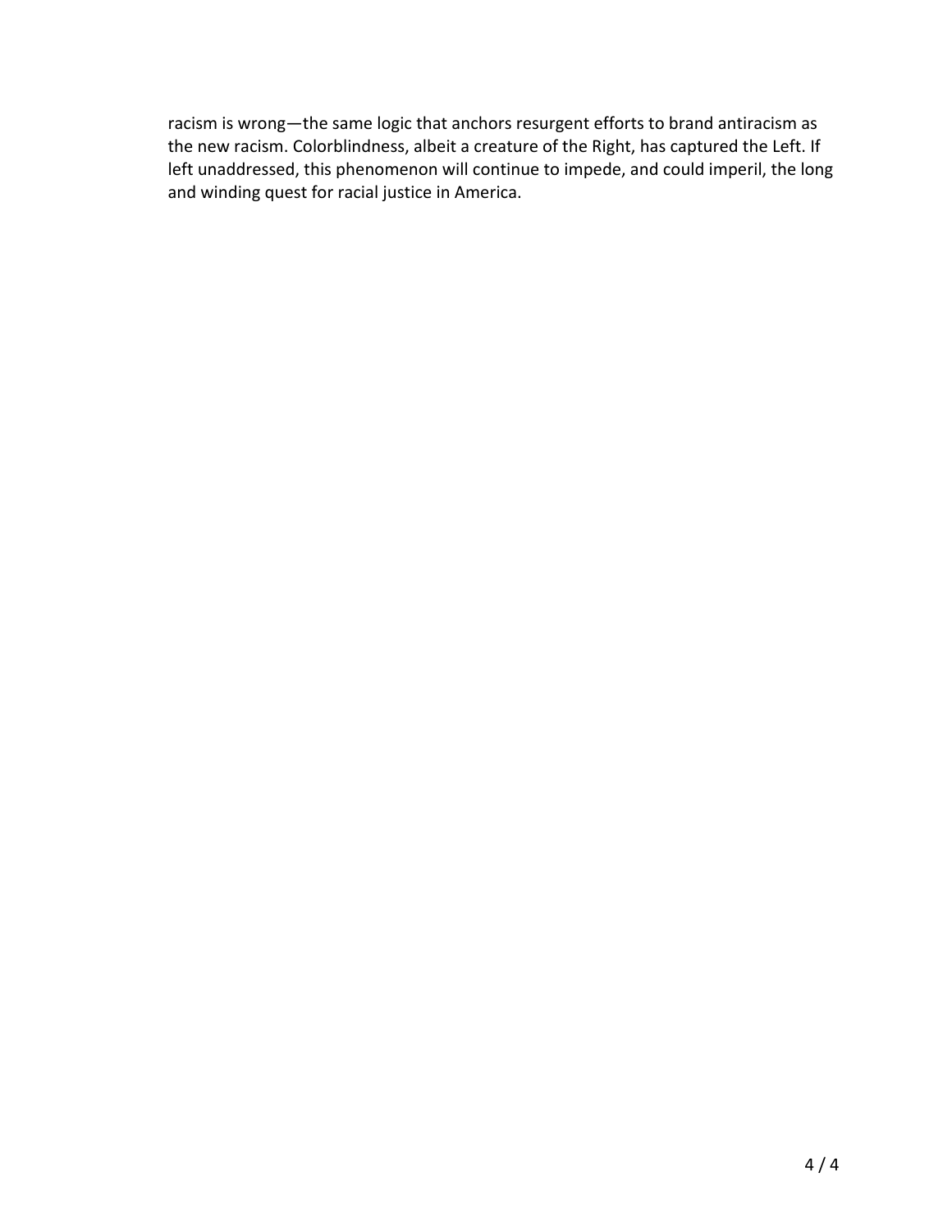racism is wrong—the same logic that anchors resurgent efforts to brand antiracism as the new racism. Colorblindness, albeit a creature of the Right, has captured the Left. If left unaddressed, this phenomenon will continue to impede, and could imperil, the long and winding quest for racial justice in America.